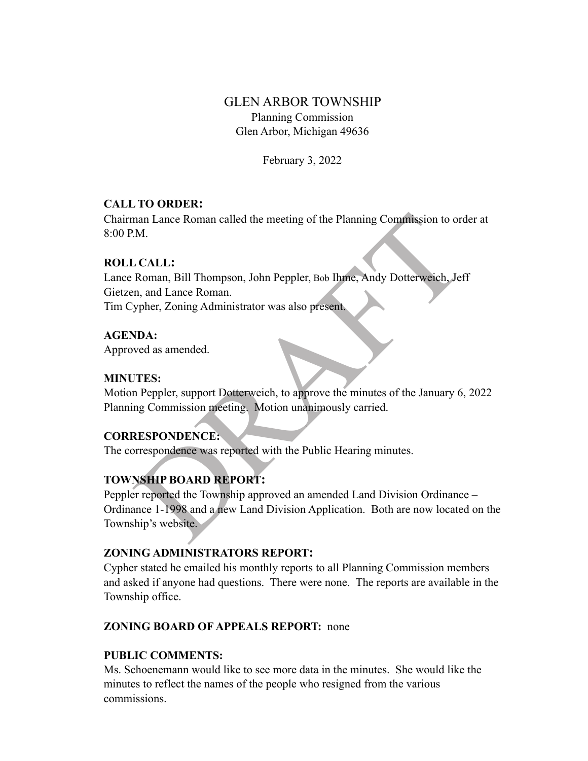GLEN ARBOR TOWNSHIP

Planning Commission

Glen Arbor, Michigan 49636

February 3, 2022

**CALL TO ORDER:**

Chairman Lance Roman called the meeting of the Planning Commission to order at 8:00 P.M.

**ROLL CALL:**

Lance Roman, Bill Thompson, John Peppler, Bob Ihme, Andy Dotterweich, Jeff Gietzen, and Lance Roman.

Tim Cypher, Zoning Administrator was also present.

**AGENDA:**

Approved as amended.

**MINUTES:**

Motion Peppler, support Dotterweich, to approve the minutes of the January 6, 2022 Planning Commission meeting. Motion unanimously carried.

**CORRESPONDENCE:**

The correspondence was reported with the Public Hearing minutes.

**TOWNSHIP BOARD REPORT:**

Peppler reported the Township approved an amended Land Division Ordinance – Ordinance 1-1998 and a new Land Division Application. Both are now located on the Township's website.

**ZONING ADMINISTRATORS REPORT:**

Cypher stated he emailed his monthly reports to all Planning Commission members and asked if anyone had questions. There were none. The reports are available in the Township office.

**ZONING BOARD OF APPEALS REPORT:** none

**PUBLIC COMMENTS:**

Ms. Schoenemann would like to see more data in the minutes. She would like the minutes to reflect the names of the people who resigned from the various commissions.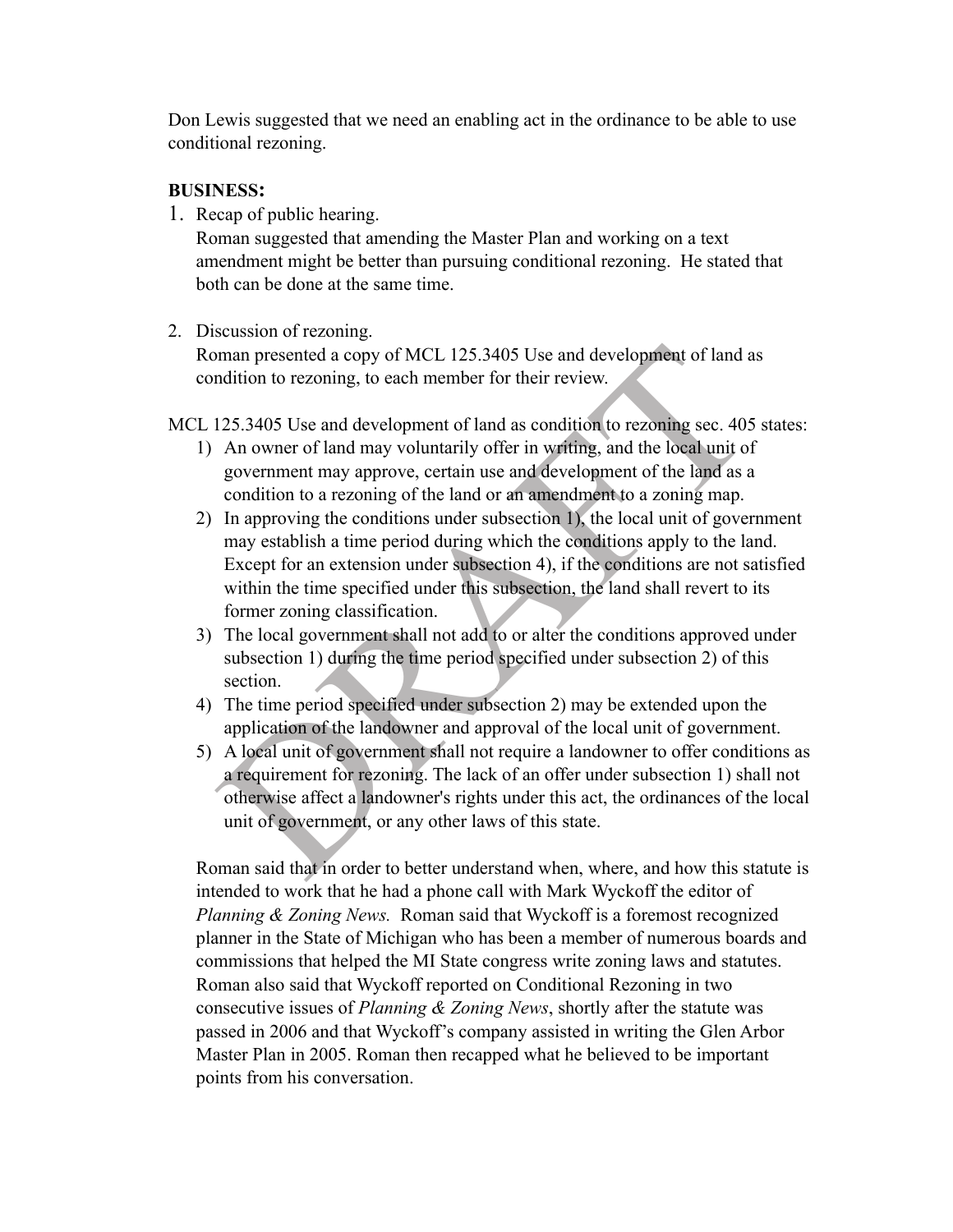Don Lewis suggested that we need an enabling act in the ordinance to be able to use conditional rezoning.

**BUSINESS:**

1. Recap of public hearing.
   Roman suggested that amending the Master Plan and working on a text amendment might be better than pursuing conditional rezoning. He stated that both can be done at the same time.

2. Discussion of rezoning.
   Roman presented a copy of MCL 125.3405 Use and development of land as condition to rezoning, to each member for their review.

MCL 125.3405 Use and development of land as condition to rezoning sec. 405 states:

1) An owner of land may voluntarily offer in writing, and the local unit of government may approve, certain use and development of the land as a condition to a rezoning of the land or an amendment to a zoning map.
2) In approving the conditions under subsection 1), the local unit of government may establish a time period during which the conditions apply to the land. Except for an extension under subsection 4), if the conditions are not satisfied within the time specified under this subsection, the land shall revert to its former zoning classification.
3) The local government shall not add to or alter the conditions approved under subsection 1) during the time period specified under subsection 2) of this section.
4) The time period specified under subsection 2) may be extended upon the application of the landowner and approval of the local unit of government.
5) A local unit of government shall not require a landowner to offer conditions as a requirement for rezoning. The lack of an offer under subsection 1) shall not otherwise affect a landowner's rights under this act, the ordinances of the local unit of government, or any other laws of this state.

Roman said that in order to better understand when, where, and how this statute is intended to work that he had a phone call with Mark Wyckoff the editor of *Planning & Zoning News.* Roman said that Wyckoff is a foremost recognized planner in the State of Michigan who has been a member of numerous boards and commissions that helped the MI State congress write zoning laws and statutes. Roman also said that Wyckoff reported on Conditional Rezoning in two consecutive issues of *Planning & Zoning News*, shortly after the statute was passed in 2006 and that Wyckoff's company assisted in writing the Glen Arbor Master Plan in 2005. Roman then recapped what he believed to be important points from his conversation.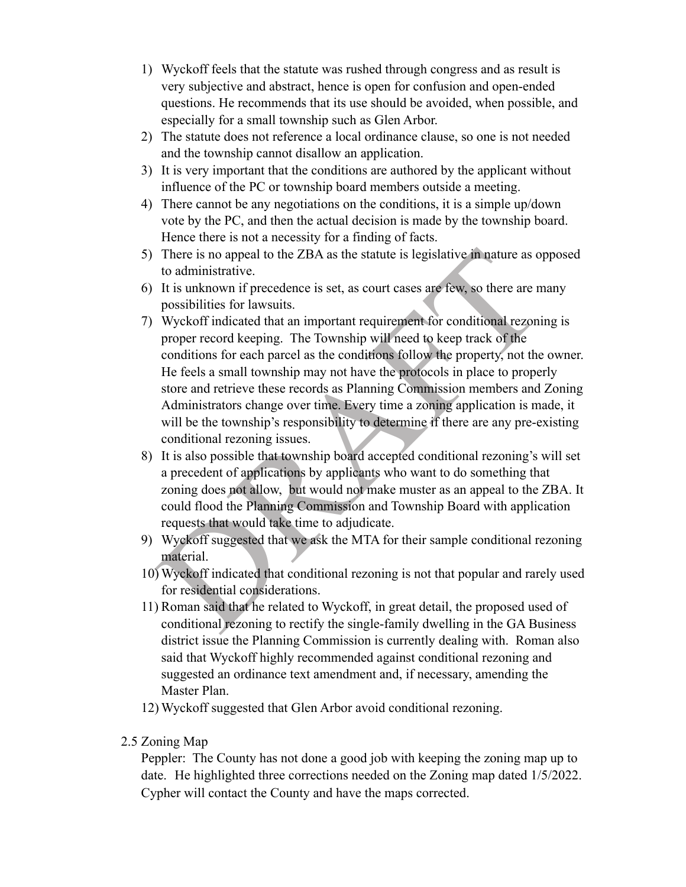1) Wyckoff feels that the statute was rushed through congress and as result is very subjective and abstract, hence is open for confusion and open-ended questions. He recommends that its use should be avoided, when possible, and especially for a small township such as Glen Arbor.
2) The statute does not reference a local ordinance clause, so one is not needed and the township cannot disallow an application.
3) It is very important that the conditions are authored by the applicant without influence of the PC or township board members outside a meeting.
4) There cannot be any negotiations on the conditions, it is a simple up/down vote by the PC, and then the actual decision is made by the township board. Hence there is not a necessity for a finding of facts.
5) There is no appeal to the ZBA as the statute is legislative in nature as opposed to administrative.
6) It is unknown if precedence is set, as court cases are few, so there are many possibilities for lawsuits.
7) Wyckoff indicated that an important requirement for conditional rezoning is proper record keeping. The Township will need to keep track of the conditions for each parcel as the conditions follow the property, not the owner. He feels a small township may not have the protocols in place to properly store and retrieve these records as Planning Commission members and Zoning Administrators change over time. Every time a zoning application is made, it will be the township's responsibility to determine if there are any pre-existing conditional rezoning issues.
8) It is also possible that township board accepted conditional rezoning's will set a precedent of applications by applicants who want to do something that zoning does not allow, but would not make muster as an appeal to the ZBA. It could flood the Planning Commission and Township Board with application requests that would take time to adjudicate.
9) Wyckoff suggested that we ask the MTA for their sample conditional rezoning material.
10) Wyckoff indicated that conditional rezoning is not that popular and rarely used for residential considerations.
11) Roman said that he related to Wyckoff, in great detail, the proposed used of conditional rezoning to rectify the single-family dwelling in the GA Business district issue the Planning Commission is currently dealing with. Roman also said that Wyckoff highly recommended against conditional rezoning and suggested an ordinance text amendment and, if necessary, amending the Master Plan.
12) Wyckoff suggested that Glen Arbor avoid conditional rezoning.

2.5 Zoning Map

Peppler: The County has not done a good job with keeping the zoning map up to date. He highlighted three corrections needed on the Zoning map dated 1/5/2022. Cypher will contact the County and have the maps corrected.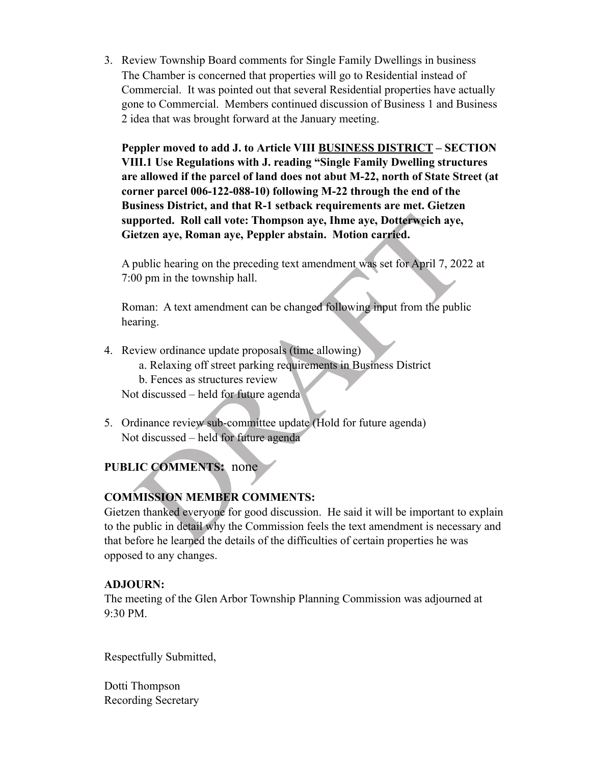3. Review Township Board comments for Single Family Dwellings in business
   The Chamber is concerned that properties will go to Residential instead of Commercial. It was pointed out that several Residential properties have actually gone to Commercial. Members continued discussion of Business 1 and Business 2 idea that was brought forward at the January meeting.

   **Peppler moved to add J. to Article VIII <u>BUSINESS DISTRICT</u> – SECTION VIII.1 Use Regulations with J. reading "Single Family Dwelling structures are allowed if the parcel of land does not abut M-22, north of State Street (at corner parcel 006-122-088-10) following M-22 through the end of the Business District, and that R-1 setback requirements are met. Gietzen supported. Roll call vote: Thompson aye, Ihme aye, Dotterweich aye, Gietzen aye, Roman aye, Peppler abstain. Motion carried.**

   A public hearing on the preceding text amendment was set for April 7, 2022 at 7:00 pm in the township hall.

   Roman: A text amendment can be changed following input from the public hearing.

4. Review ordinance update proposals (time allowing)
   a. Relaxing off street parking requirements in Business District
   b. Fences as structures review

   Not discussed – held for future agenda

5. Ordinance review sub-committee update (Hold for future agenda)
   Not discussed – held for future agenda

**PUBLIC COMMENTS:** none

**COMMISSION MEMBER COMMENTS:**

Gietzen thanked everyone for good discussion. He said it will be important to explain to the public in detail why the Commission feels the text amendment is necessary and that before he learned the details of the difficulties of certain properties he was opposed to any changes.

**ADJOURN:**

The meeting of the Glen Arbor Township Planning Commission was adjourned at 9:30 PM.

Respectfully Submitted,

Dotti Thompson
Recording Secretary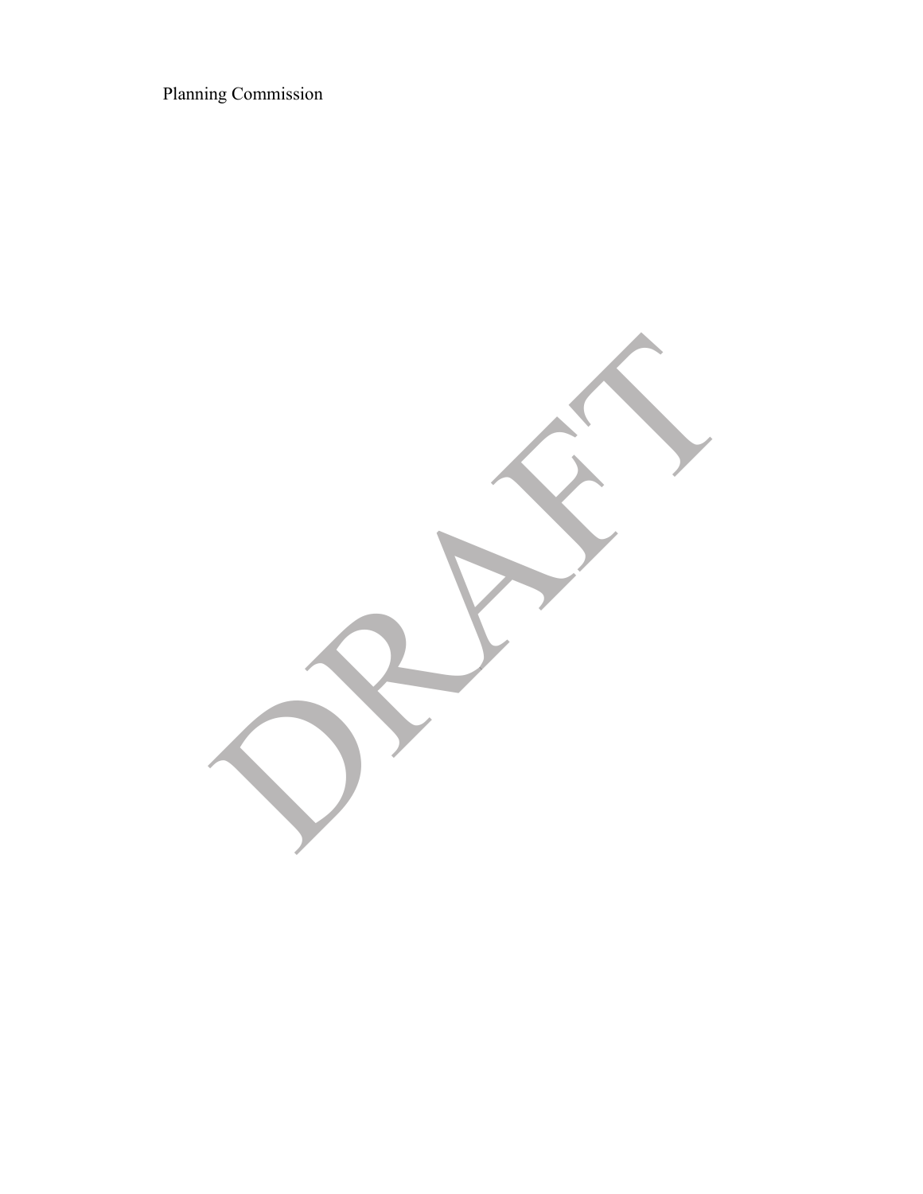Planning Commission